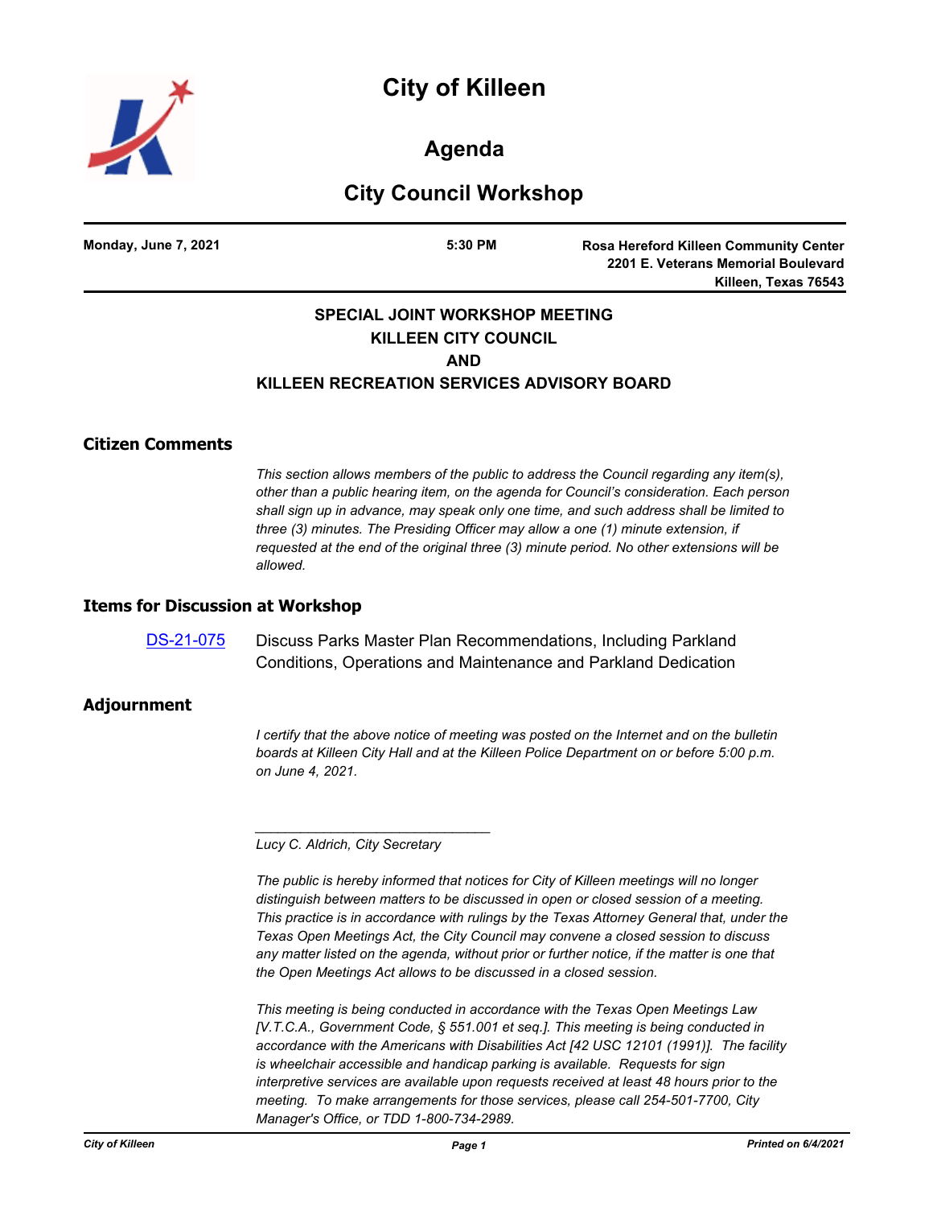# City of Killeen

## Agenda

## City Council Workshop

**Monday, June 7, 2021** | **5:30 PM** | **Rosa Hereford Killeen Community Center, 2201 E. Veterans Memorial Boulevard, Killeen, Texas 76543**

**SPECIAL JOINT WORKSHOP MEETING**
**KILLEEN CITY COUNCIL**
**AND**
**KILLEEN RECREATION SERVICES ADVISORY BOARD**

### Citizen Comments

*This section allows members of the public to address the Council regarding any item(s), other than a public hearing item, on the agenda for Council's consideration. Each person shall sign up in advance, may speak only one time, and such address shall be limited to three (3) minutes. The Presiding Officer may allow a one (1) minute extension, if requested at the end of the original three (3) minute period. No other extensions will be allowed.*

### Items for Discussion at Workshop

DS-21-075 Discuss Parks Master Plan Recommendations, Including Parkland Conditions, Operations and Maintenance and Parkland Dedication

### Adjournment

*I certify that the above notice of meeting was posted on the Internet and on the bulletin boards at Killeen City Hall and at the Killeen Police Department on or before 5:00 p.m. on June 4, 2021.*

_______________________________

*Lucy C. Aldrich, City Secretary*

*The public is hereby informed that notices for City of Killeen meetings will no longer distinguish between matters to be discussed in open or closed session of a meeting. This practice is in accordance with rulings by the Texas Attorney General that, under the Texas Open Meetings Act, the City Council may convene a closed session to discuss any matter listed on the agenda, without prior or further notice, if the matter is one that the Open Meetings Act allows to be discussed in a closed session.*

*This meeting is being conducted in accordance with the Texas Open Meetings Law [V.T.C.A., Government Code, § 551.001 et seq.]. This meeting is being conducted in accordance with the Americans with Disabilities Act [42 USC 12101 (1991)]. The facility is wheelchair accessible and handicap parking is available. Requests for sign interpretive services are available upon requests received at least 48 hours prior to the meeting. To make arrangements for those services, please call 254-501-7700, City Manager's Office, or TDD 1-800-734-2989.*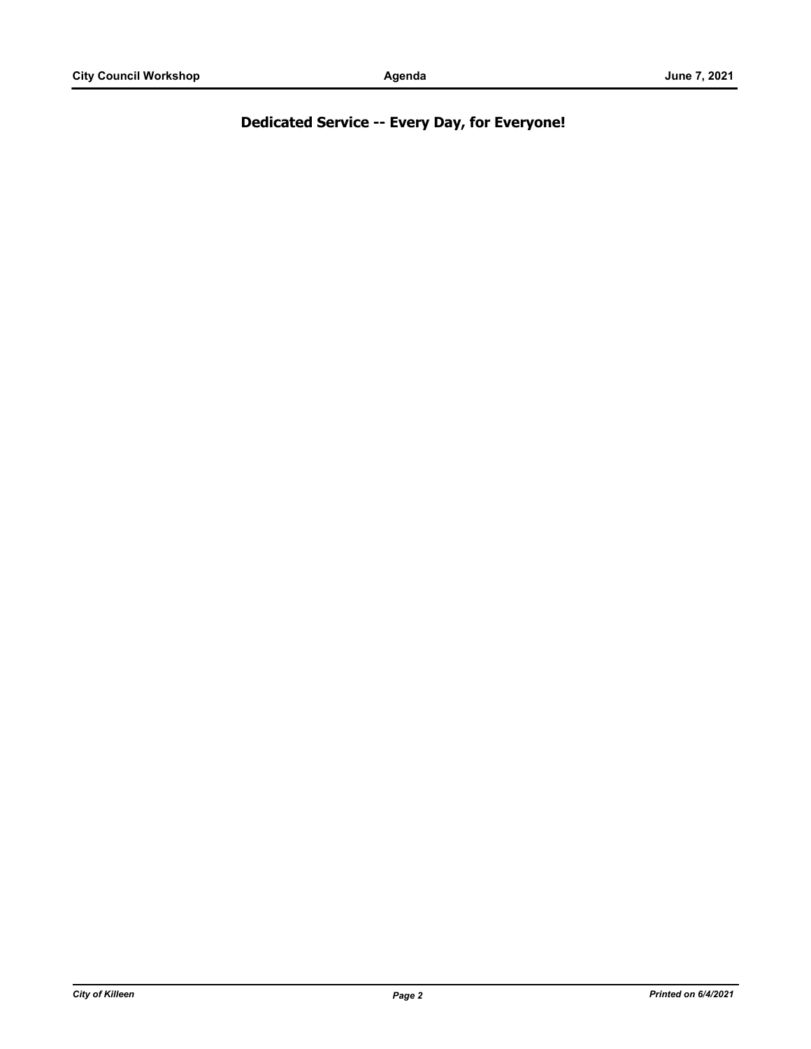**Dedicated Service -- Every Day, for Everyone!**